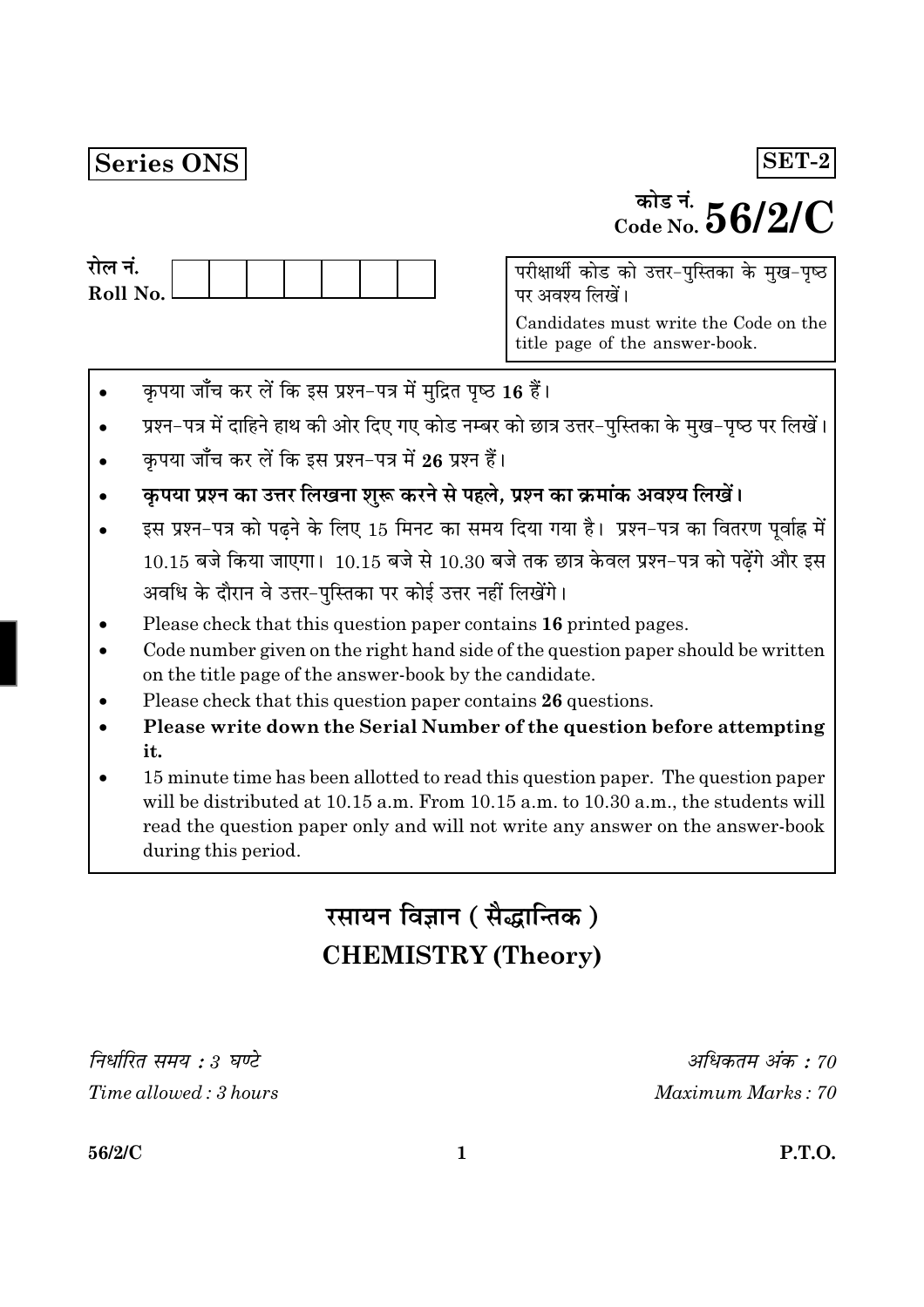**Series ONS**

**SET-2**

कोड नं.
Code No. **56/2/C**

रोल नं.
Roll No. | | | | | | | |

परीक्षार्थी कोड को उत्तर-पुस्तिका के मुख-पृष्ठ पर अवश्य लिखें।

Candidates must write the Code on the title page of the answer-book.

- कृपया जाँच कर लें कि इस प्रश्न-पत्र में मुद्रित पृष्ठ **16** हैं।
- प्रश्न-पत्र में दाहिने हाथ की ओर दिए गए कोड नम्बर को छात्र उत्तर-पुस्तिका के मुख-पृष्ठ पर लिखें।
- कृपया जाँच कर लें कि इस प्रश्न-पत्र में **26** प्रश्न हैं।
- **कृपया प्रश्न का उत्तर लिखना शुरू करने से पहले, प्रश्न का क्रमांक अवश्य लिखें।**
- इस प्रश्न-पत्र को पढ़ने के लिए 15 मिनट का समय दिया गया है। प्रश्न-पत्र का वितरण पूर्वाह्न में 10.15 बजे किया जाएगा। 10.15 बजे से 10.30 बजे तक छात्र केवल प्रश्न-पत्र को पढ़ेंगे और इस अवधि के दौरान वे उत्तर-पुस्तिका पर कोई उत्तर नहीं लिखेंगे।

- Please check that this question paper contains **16** printed pages.
- Code number given on the right hand side of the question paper should be written on the title page of the answer-book by the candidate.
- Please check that this question paper contains **26** questions.
- **Please write down the Serial Number of the question before attempting it.**
- 15 minute time has been allotted to read this question paper. The question paper will be distributed at 10.15 a.m. From 10.15 a.m. to 10.30 a.m., the students will read the question paper only and will not write any answer on the answer-book during this period.

# रसायन विज्ञान ( सैद्धान्तिक )
# CHEMISTRY (Theory)

*निर्धारित समय : 3 घण्टे*
*Time allowed : 3 hours*

*अधिकतम अंक : 70*
*Maximum Marks : 70*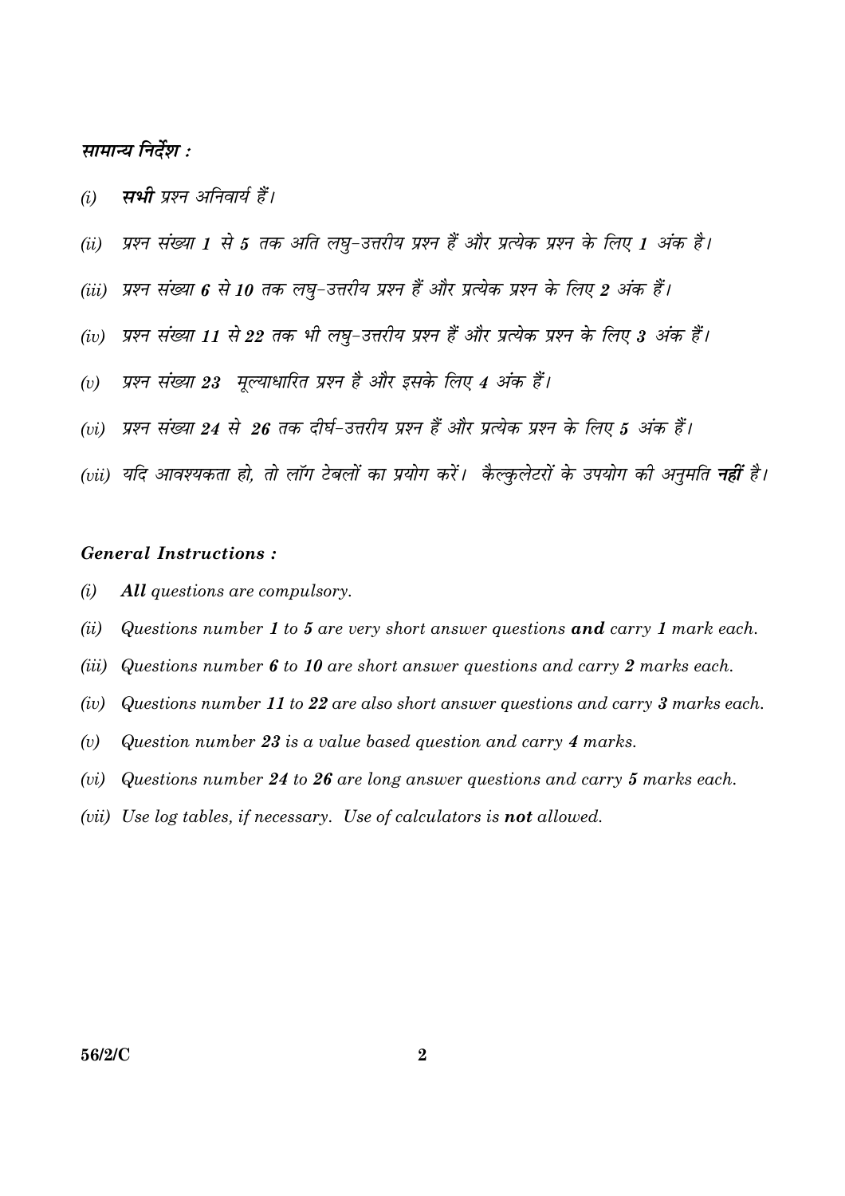**सामान्य निर्देश :**

*(i)* **सभी** प्रश्न अनिवार्य हैं।

*(ii)* प्रश्न संख्या *1* से *5* तक अति लघु-उत्तरीय प्रश्न हैं और प्रत्येक प्रश्न के लिए *1* अंक है।

*(iii)* प्रश्न संख्या *6* से *10* तक लघु-उत्तरीय प्रश्न हैं और प्रत्येक प्रश्न के लिए *2* अंक हैं।

*(iv)* प्रश्न संख्या *11* से *22* तक भी लघु-उत्तरीय प्रश्न हैं और प्रत्येक प्रश्न के लिए *3* अंक हैं।

*(v)* प्रश्न संख्या *23* मूल्याधारित प्रश्न है और इसके लिए *4* अंक हैं।

*(vi)* प्रश्न संख्या *24* से *26* तक दीर्घ-उत्तरीय प्रश्न हैं और प्रत्येक प्रश्न के लिए *5* अंक हैं।

*(vii)* यदि आवश्यकता हो, तो लॉग टेबलों का प्रयोग करें। कैल्कुलेटरों के उपयोग की अनुमति **नहीं** है।

**General Instructions :**

*(i)* **All** questions are compulsory.

*(ii)* Questions number **1** to **5** are very short answer questions **and** carry **1** mark each.

*(iii)* Questions number **6** to **10** are short answer questions and carry **2** marks each.

*(iv)* Questions number **11** to **22** are also short answer questions and carry **3** marks each.

*(v)* Question number **23** is a value based question and carry **4** marks.

*(vi)* Questions number **24** to **26** are long answer questions and carry **5** marks each.

*(vii)* Use log tables, if necessary. Use of calculators is **not** allowed.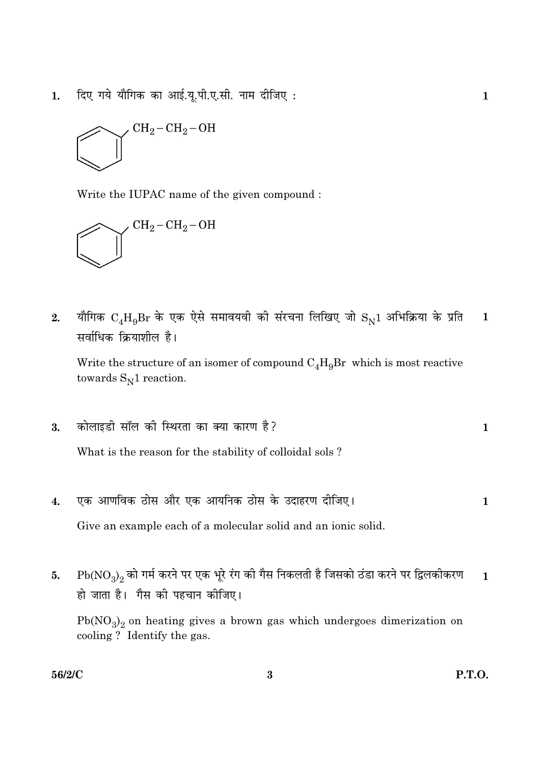1. दिए गये यौगिक का आई.यू.पी.ए.सी. नाम दीजिए : **1**

$$C_6H_5-CH_2-CH_2-OH$$

Write the IUPAC name of the given compound :

$$C_6H_5-CH_2-CH_2-OH$$

2. यौगिक $C_4H_9Br$ के एक ऐसे समावयवी की संरचना लिखिए जो $S_N1$ अभिक्रिया के प्रति सर्वाधिक क्रियाशील है। **1**

Write the structure of an isomer of compound $C_4H_9Br$ which is most reactive towards $S_N1$ reaction.

3. कोलाइडी सॉल की स्थिरता का क्या कारण है? **1**

What is the reason for the stability of colloidal sols ?

4. एक आणविक ठोस और एक आयनिक ठोस के उदाहरण दीजिए। **1**

Give an example each of a molecular solid and an ionic solid.

5. $Pb(NO_3)_2$ को गर्म करने पर एक भूरे रंग की गैस निकलती है जिसको ठंडा करने पर द्विलकीकरण हो जाता है। गैस की पहचान कीजिए। **1**

$Pb(NO_3)_2$ on heating gives a brown gas which undergoes dimerization on cooling ? Identify the gas.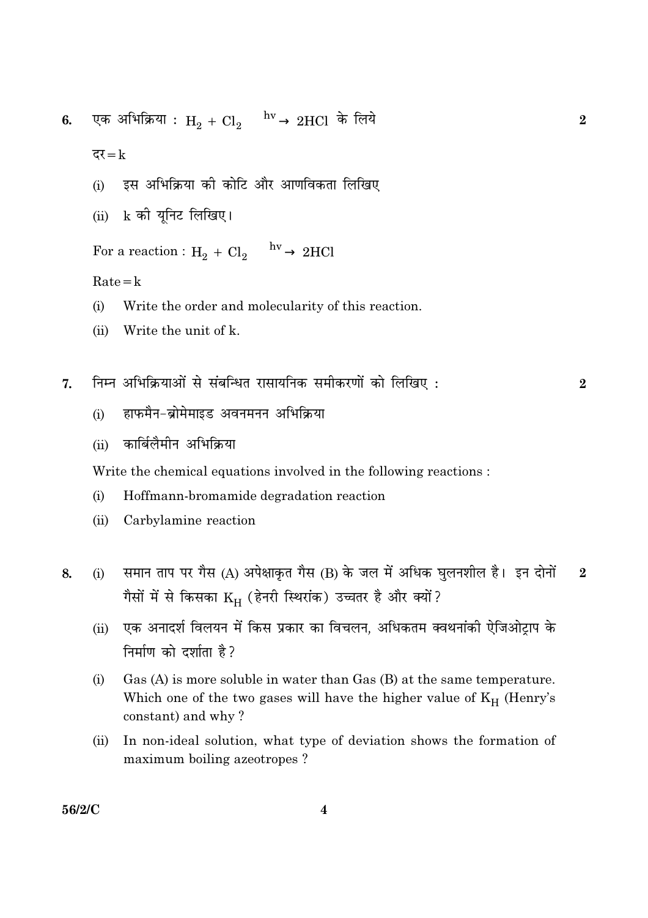6. एक अभिक्रिया : $H_2 + Cl_2 \xrightarrow{hv} 2HCl$ के लिये **2**

   दर $= k$

   (i) इस अभिक्रिया की कोटि और आणविकता लिखिए

   (ii) k की यूनिट लिखिए।

   For a reaction : $H_2 + Cl_2 \xrightarrow{hv} 2HCl$

   Rate $= k$

   (i) Write the order and molecularity of this reaction.

   (ii) Write the unit of k.

7. निम्न अभिक्रियाओं से संबन्धित रासायनिक समीकरणों को लिखिए : **2**

   (i) हाफमैन-ब्रोमेमाइड अवनमनन अभिक्रिया

   (ii) कार्बिलैमीन अभिक्रिया

   Write the chemical equations involved in the following reactions :

   (i) Hoffmann-bromamide degradation reaction

   (ii) Carbylamine reaction

8. (i) समान ताप पर गैस (A) अपेक्षाकृत गैस (B) के जल में अधिक घुलनशील है। इन दोनों गैसों में से किसका $K_H$ (हेनरी स्थिरांक) उच्चतर है और क्यों? **2**

   (ii) एक अनादर्श विलयन में किस प्रकार का विचलन, अधिकतम क्वथनांकी ऐजिओट्राप के निर्माण को दर्शाता है?

   (i) Gas (A) is more soluble in water than Gas (B) at the same temperature. Which one of the two gases will have the higher value of $K_H$ (Henry's constant) and why ?

   (ii) In non-ideal solution, what type of deviation shows the formation of maximum boiling azeotropes ?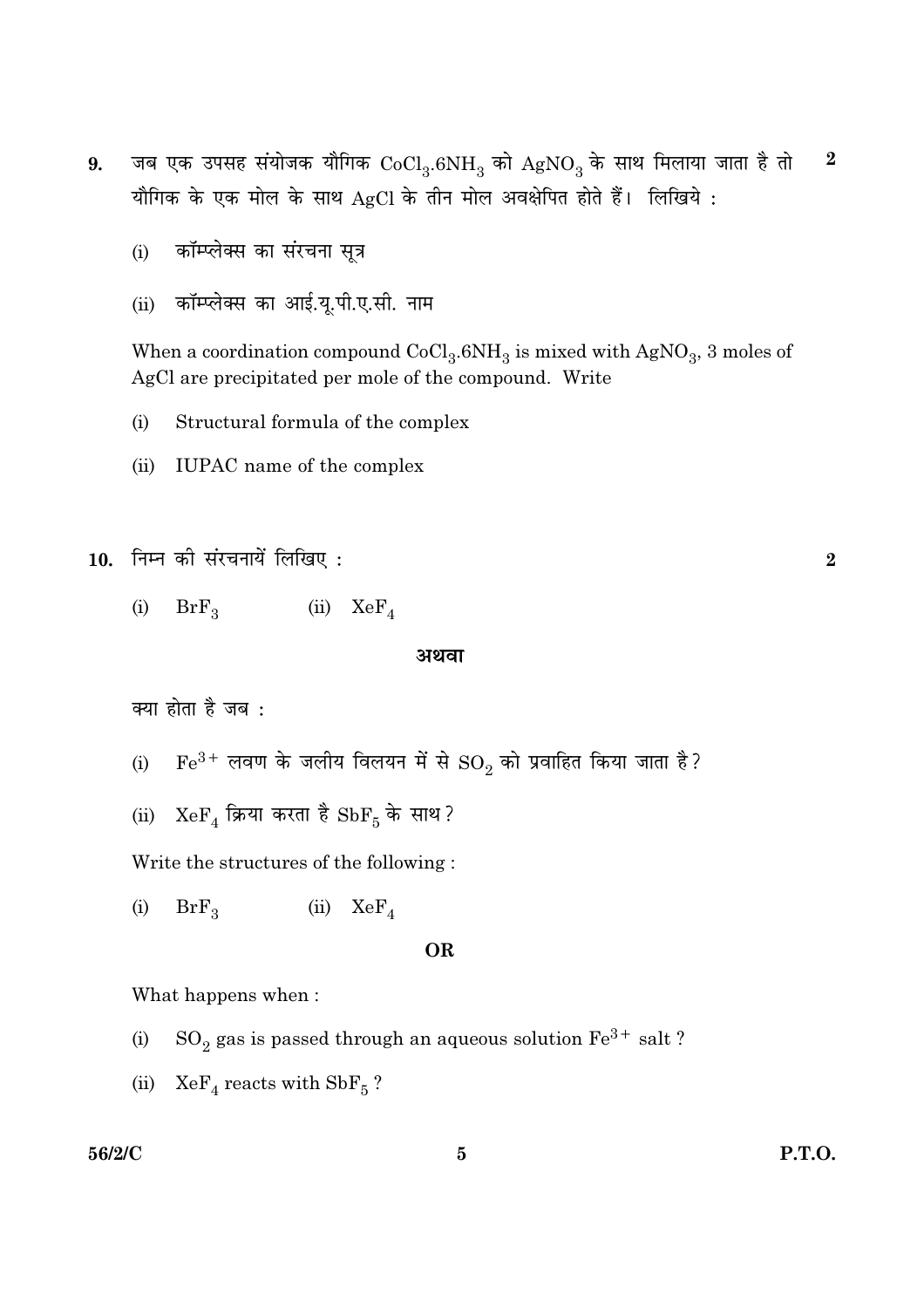**9.** जब एक उपसह संयोजक यौगिक $CoCl_3.6NH_3$ को $AgNO_3$ के साथ मिलाया जाता है तो यौगिक के एक मोल के साथ AgCl के तीन मोल अवक्षेपित होते हैं। लिखिये : **2**

(i) कॉम्प्लेक्स का संरचना सूत्र

(ii) कॉम्प्लेक्स का आई.यू.पी.ए.सी. नाम

When a coordination compound $CoCl_3.6NH_3$ is mixed with $AgNO_3$, 3 moles of AgCl are precipitated per mole of the compound. Write

(i) Structural formula of the complex

(ii) IUPAC name of the complex

**10.** निम्न की संरचनायें लिखिए : **2**

(i) $BrF_3$ (ii) $XeF_4$

**अथवा**

क्या होता है जब :

(i) $Fe^{3+}$ लवण के जलीय विलयन में से $SO_2$ को प्रवाहित किया जाता है?

(ii) $XeF_4$ क्रिया करता है $SbF_5$ के साथ?

Write the structures of the following :

(i) $BrF_3$ (ii) $XeF_4$

**OR**

What happens when :

(i) $SO_2$ gas is passed through an aqueous solution $Fe^{3+}$ salt ?

(ii) $XeF_4$ reacts with $SbF_5$ ?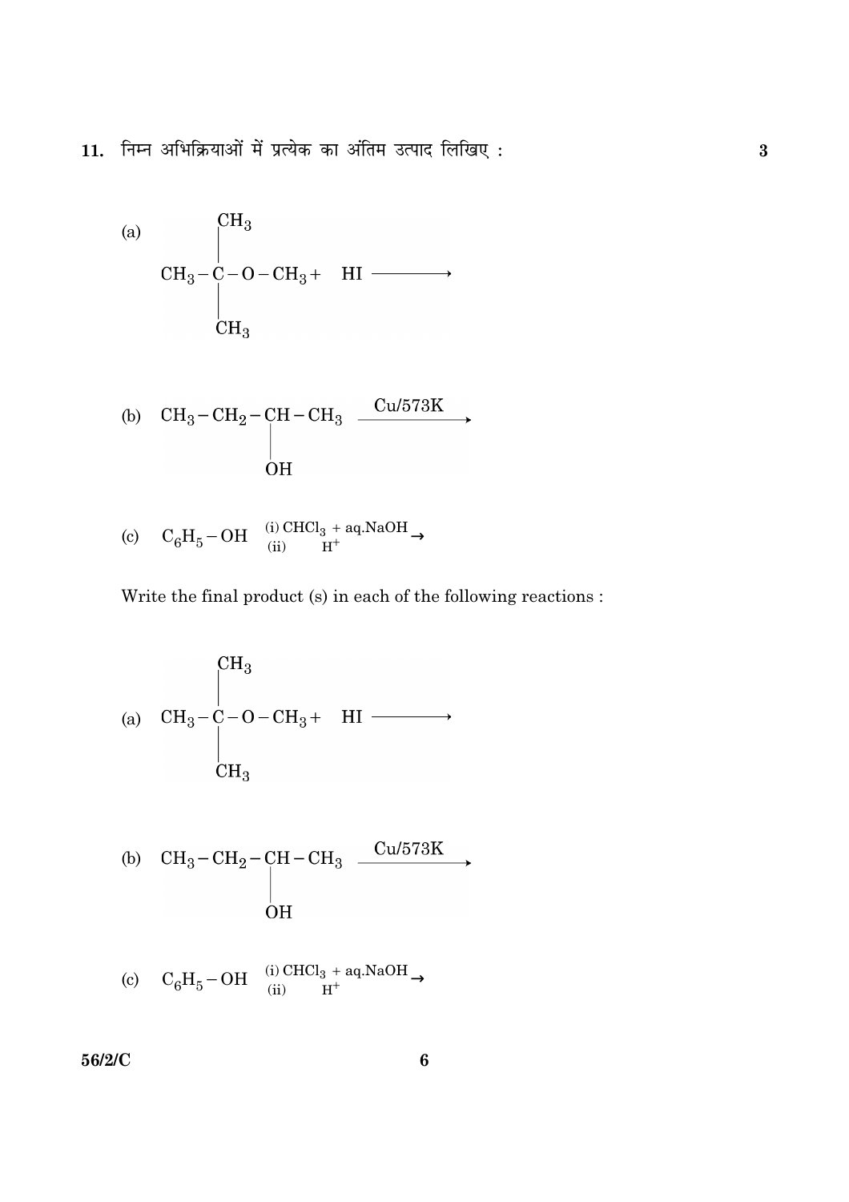**11.** निम्न अभिक्रियाओं में प्रत्येक का अंतिम उत्पाद लिखिए : **3**

(a)
$$CH_3-\underset{\underset{CH_3}{|}}{\overset{\overset{CH_3}{|}}{C}}-O-CH_3 + \ HI \longrightarrow$$

(b)
$$CH_3-CH_2-\underset{\underset{OH}{|}}{CH}-CH_3 \xrightarrow{Cu/573K}$$

(c)
$$C_6H_5-OH \xrightarrow[\text{(ii)} \quad H^+]{\text{(i) } CHCl_3 \ + \ aq.NaOH}$$

Write the final product (s) in each of the following reactions :

(a)
$$CH_3-\underset{\underset{CH_3}{|}}{\overset{\overset{CH_3}{|}}{C}}-O-CH_3 + \ HI \longrightarrow$$

(b)
$$CH_3-CH_2-\underset{\underset{OH}{|}}{CH}-CH_3 \xrightarrow{Cu/573K}$$

(c)
$$C_6H_5-OH \xrightarrow[\text{(ii)} \quad H^+]{\text{(i) } CHCl_3 \ + \ aq.NaOH}$$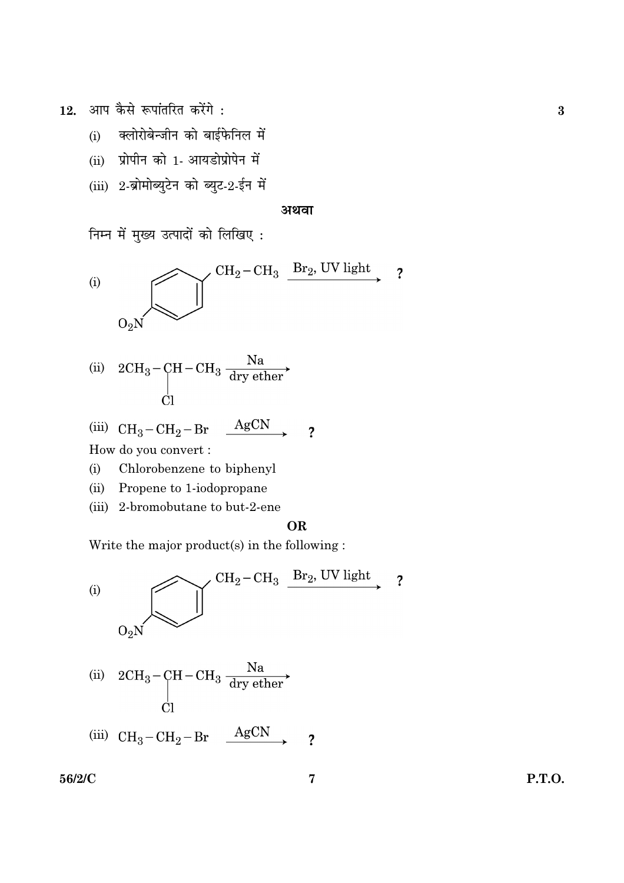**12.** आप कैसे रूपांतरित करेंगे : **3**

(i) क्लोरोबेन्जीन को बाईफेनिल में

(ii) प्रोपीन को 1- आयडोप्रोपेन में

(iii) 2-ब्रोमोब्युटेन को ब्युट-2-ईन में

**अथवा**

निम्न में मुख्य उत्पादों को लिखिए :

(i) $O_2N-C_6H_4-CH_2-CH_3 \xrightarrow{Br_2,\ UV\ light}$ ? (para-nitroethylbenzene)

(ii) $2CH_3-\underset{\underset{Cl}{|}}{C}H-CH_3 \xrightarrow[\text{dry ether}]{Na}$

(iii) $CH_3-CH_2-Br \xrightarrow{AgCN}$ ?

How do you convert :

(i) Chlorobenzene to biphenyl

(ii) Propene to 1-iodopropane

(iii) 2-bromobutane to but-2-ene

**OR**

Write the major product(s) in the following :

(i) $O_2N-C_6H_4-CH_2-CH_3 \xrightarrow{Br_2,\ UV\ light}$ ? (para-nitroethylbenzene)

(ii) $2CH_3-\underset{\underset{Cl}{|}}{C}H-CH_3 \xrightarrow[\text{dry ether}]{Na}$

(iii) $CH_3-CH_2-Br \xrightarrow{AgCN}$ ?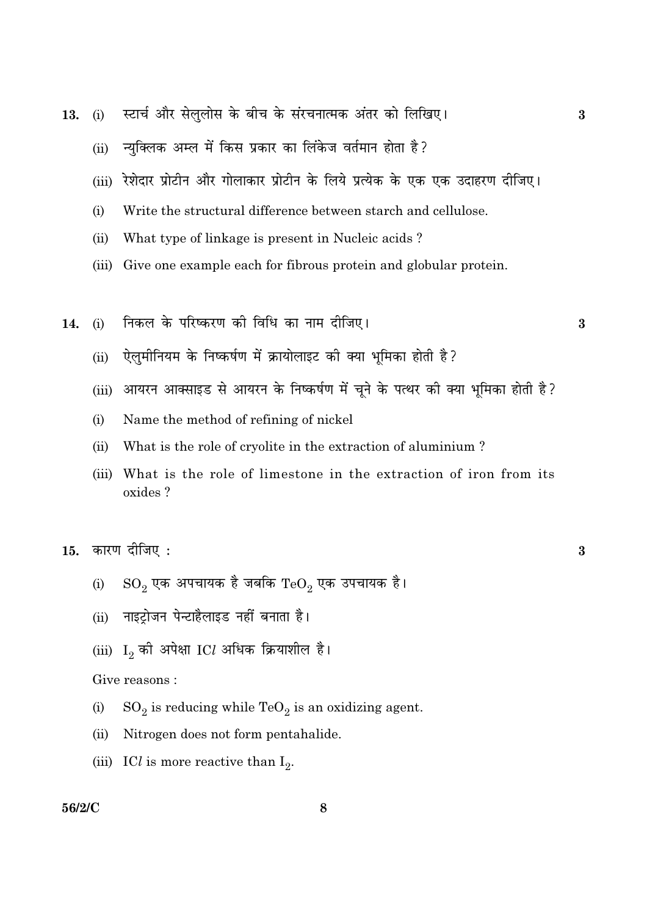**13.** (i) स्टार्च और सेलुलोस के बीच के संरचनात्मक अंतर को लिखिए। **3**

(ii) न्युक्लिक अम्ल में किस प्रकार का लिंकेज वर्तमान होता है?

(iii) रेशेदार प्रोटीन और गोलाकार प्रोटीन के लिये प्रत्येक के एक एक उदाहरण दीजिए।

(i) Write the structural difference between starch and cellulose.

(ii) What type of linkage is present in Nucleic acids ?

(iii) Give one example each for fibrous protein and globular protein.

**14.** (i) निकल के परिष्करण की विधि का नाम दीजिए। **3**

(ii) ऐलुमीनियम के निष्कर्षण में क्रायोलाइट की क्या भूमिका होती है?

(iii) आयरन आक्साइड से आयरन के निष्कर्षण में चूने के पत्थर की क्या भूमिका होती है?

(i) Name the method of refining of nickel

(ii) What is the role of cryolite in the extraction of aluminium ?

(iii) What is the role of limestone in the extraction of iron from its oxides ?

**15.** कारण दीजिए : **3**

(i) $SO_2$ एक अपचायक है जबकि $TeO_2$ एक उपचायक है।

(ii) नाइट्रोजन पेन्टाहैलाइड नहीं बनाता है।

(iii) $I_2$ की अपेक्षा $ICl$ अधिक क्रियाशील है।

Give reasons :

(i) $SO_2$ is reducing while $TeO_2$ is an oxidizing agent.

(ii) Nitrogen does not form pentahalide.

(iii) $ICl$ is more reactive than $I_2$.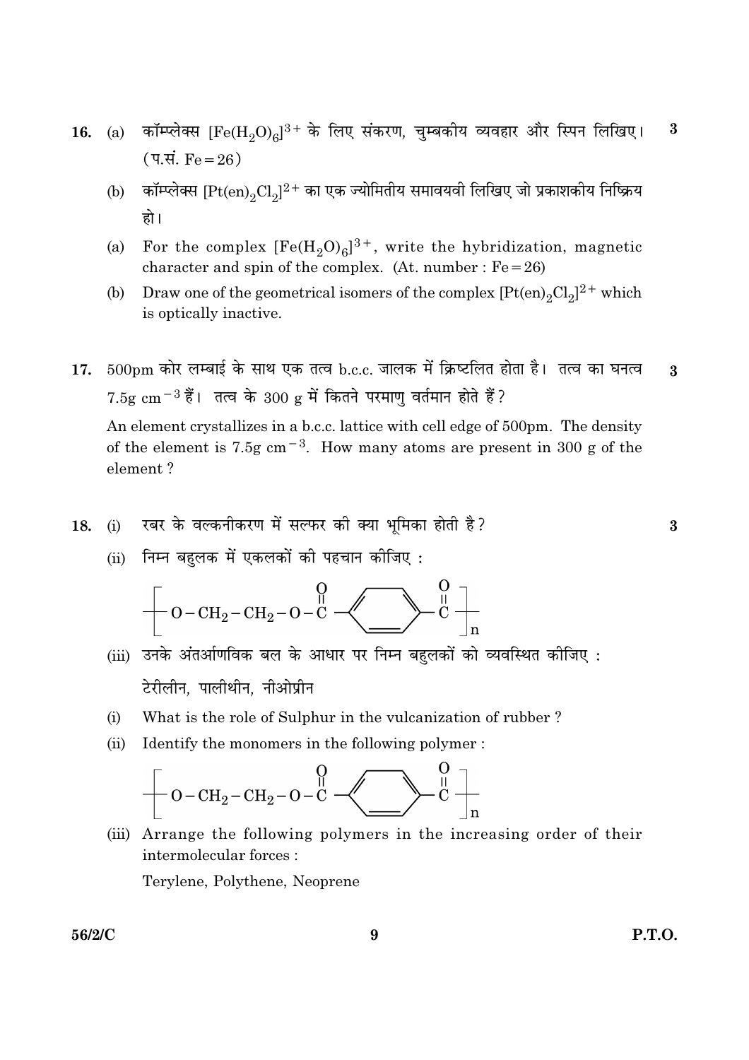**16.** (a) कॉम्प्लेक्स $[Fe(H_2O)_6]^{3+}$ के लिए संकरण, चुम्बकीय व्यवहार और स्पिन लिखिए। (प.सं. Fe = 26) **3**

(b) कॉम्प्लेक्स $[Pt(en)_2Cl_2]^{2+}$ का एक ज्योमितीय समावयवी लिखिए जो प्रकाशकीय निष्क्रिय हो।

(a) For the complex $[Fe(H_2O)_6]^{3+}$, write the hybridization, magnetic character and spin of the complex. (At. number : Fe = 26)

(b) Draw one of the geometrical isomers of the complex $[Pt(en)_2Cl_2]^{2+}$ which is optically inactive.

**17.** 500pm कोर लम्बाई के साथ एक तत्व b.c.c. जालक में क्रिष्टलित होता है। तत्व का घनत्व 7.5g $cm^{-3}$ हैं। तत्व के 300 g में कितने परमाणु वर्तमान होते हैं? **3**

An element crystallizes in a b.c.c. lattice with cell edge of 500pm. The density of the element is 7.5g $cm^{-3}$. How many atoms are present in 300 g of the element ?

**18.** (i) रबर के वल्कनीकरण में सल्फर की क्या भूमिका होती है? **3**

(ii) निम्न बहुलक में एकलकों की पहचान कीजिए :

$$\left[ O-CH_2-CH_2-O-\overset{\overset{O}{\|}}{C}-C_6H_4-\overset{\overset{O}{\|}}{C} \right]_n$$

(iii) उनके अंतर्आणविक बल के आधार पर निम्न बहुलकों को व्यवस्थित कीजिए :

टेरीलीन, पालीथीन, नीओप्रीन

(i) What is the role of Sulphur in the vulcanization of rubber ?

(ii) Identify the monomers in the following polymer :

$$\left[ O-CH_2-CH_2-O-\overset{\overset{O}{\|}}{C}-C_6H_4-\overset{\overset{O}{\|}}{C} \right]_n$$

(iii) Arrange the following polymers in the increasing order of their intermolecular forces :

Terylene, Polythene, Neoprene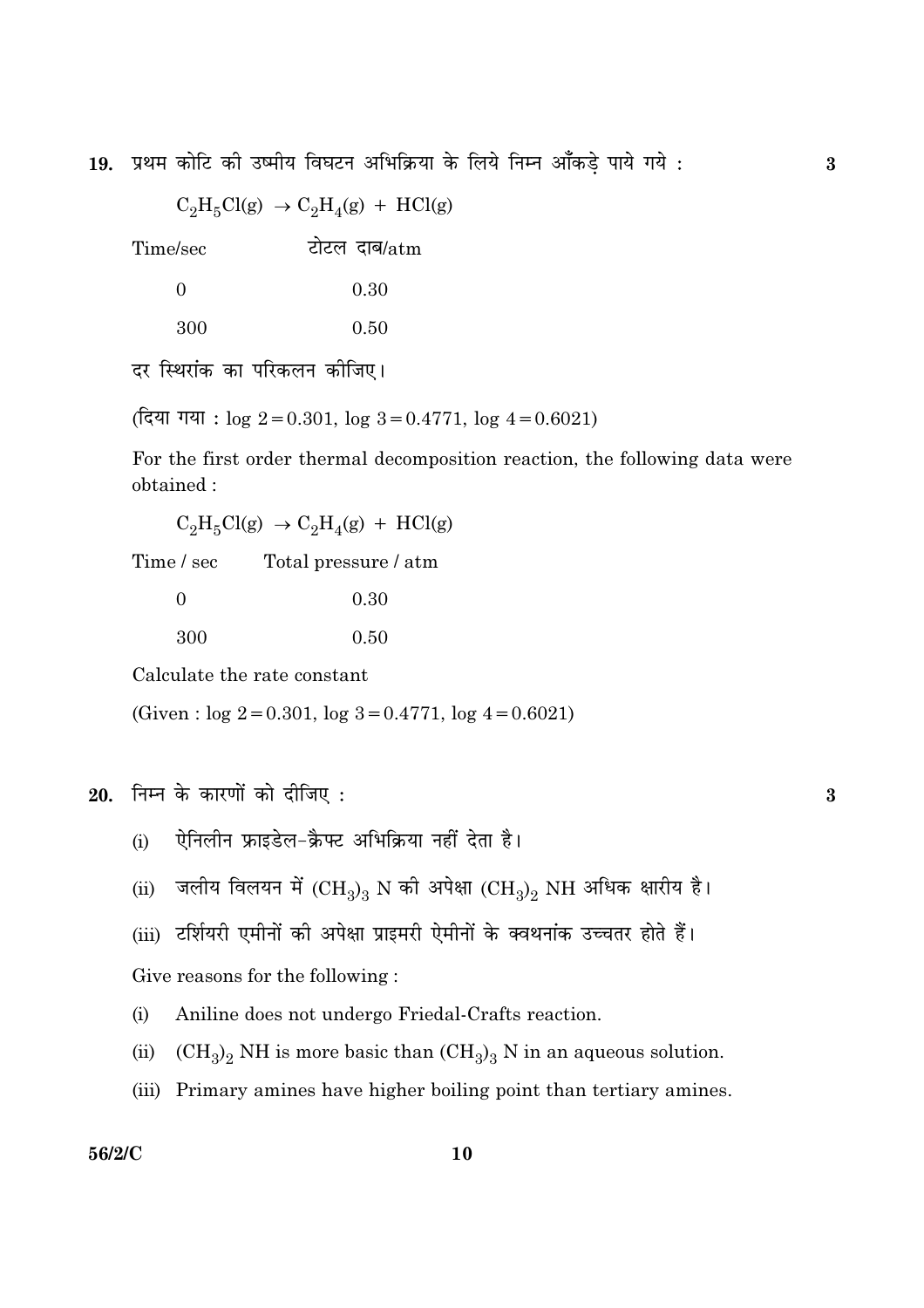**19.** प्रथम कोटि की उष्मीय विघटन अभिक्रिया के लिये निम्न आँकड़े पाये गये : **3**

$$C_2H_5Cl(g) \rightarrow C_2H_4(g) + HCl(g)$$

| Time/sec | टोटल दाब/atm |
|---|---|
| 0 | 0.30 |
| 300 | 0.50 |

दर स्थिरांक का परिकलन कीजिए।

(दिया गया : $\log 2 = 0.301$, $\log 3 = 0.4771$, $\log 4 = 0.6021$)

For the first order thermal decomposition reaction, the following data were obtained :

$$C_2H_5Cl(g) \rightarrow C_2H_4(g) + HCl(g)$$

| Time / sec | Total pressure / atm |
|---|---|
| 0 | 0.30 |
| 300 | 0.50 |

Calculate the rate constant

(Given : $\log 2 = 0.301$, $\log 3 = 0.4771$, $\log 4 = 0.6021$)

**20.** निम्न के कारणों को दीजिए : **3**

(i) ऐनिलीन फ्राइडेल-क्रैफ्ट अभिक्रिया नहीं देता है।

(ii) जलीय विलयन में $(CH_3)_3$ N की अपेक्षा $(CH_3)_2$ NH अधिक क्षारीय है।

(iii) टर्शियरी एमीनों की अपेक्षा प्राइमरी ऐमीनों के क्वथनांक उच्चतर होते हैं।

Give reasons for the following :

(i) Aniline does not undergo Friedal-Crafts reaction.

(ii) $(CH_3)_2$ NH is more basic than $(CH_3)_3$ N in an aqueous solution.

(iii) Primary amines have higher boiling point than tertiary amines.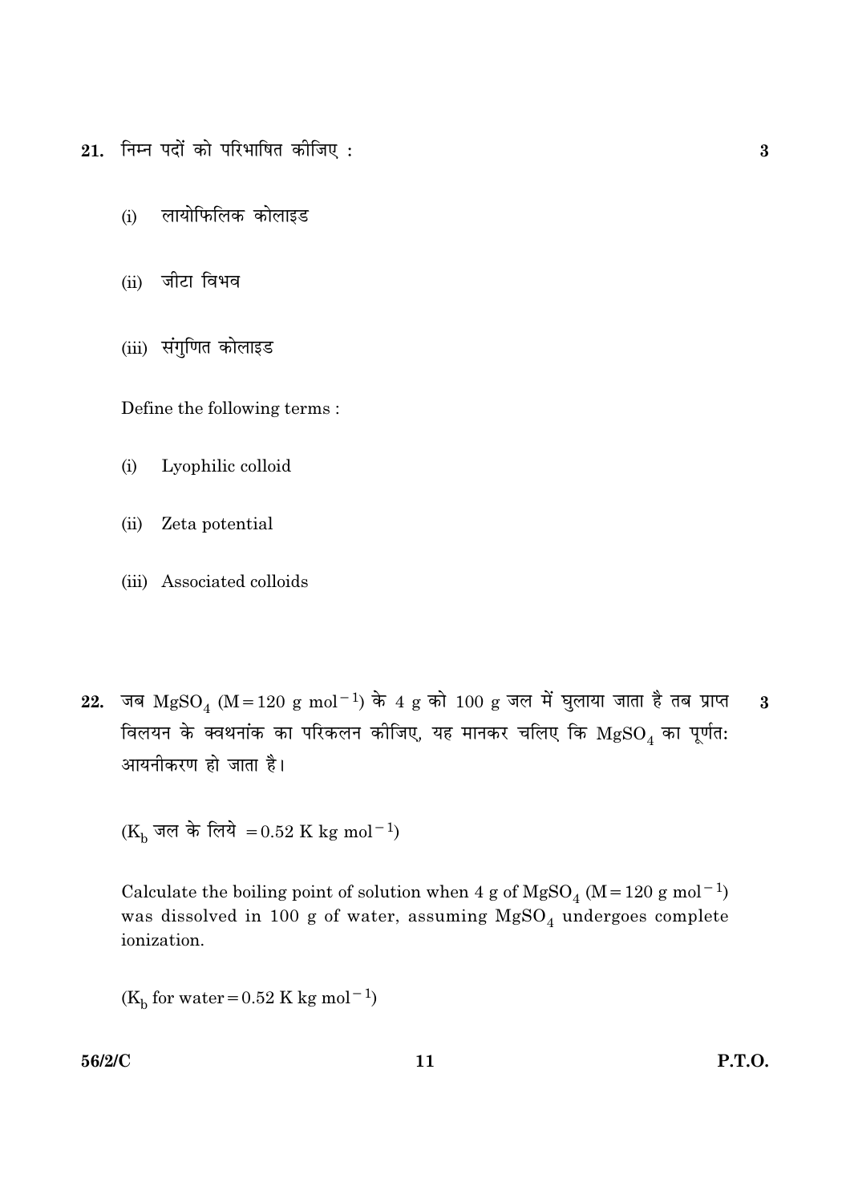21. निम्न पदों को परिभाषित कीजिए : **3**

(i) लायोफिलिक कोलाइड

(ii) जीटा विभव

(iii) संगुणित कोलाइड

Define the following terms :

(i) Lyophilic colloid

(ii) Zeta potential

(iii) Associated colloids

22. जब $MgSO_4$ ($M = 120 \text{ g mol}^{-1}$) के 4 g को 100 g जल में घुलाया जाता है तब प्राप्त विलयन के क्वथनांक का परिकलन कीजिए, यह मानकर चलिए कि $MgSO_4$ का पूर्णत: आयनीकरण हो जाता है। **3**

($K_b$ जल के लिये $= 0.52 \text{ K kg mol}^{-1}$)

Calculate the boiling point of solution when 4 g of $MgSO_4$ ($M = 120 \text{ g mol}^{-1}$) was dissolved in 100 g of water, assuming $MgSO_4$ undergoes complete ionization.

($K_b$ for water $= 0.52 \text{ K kg mol}^{-1}$)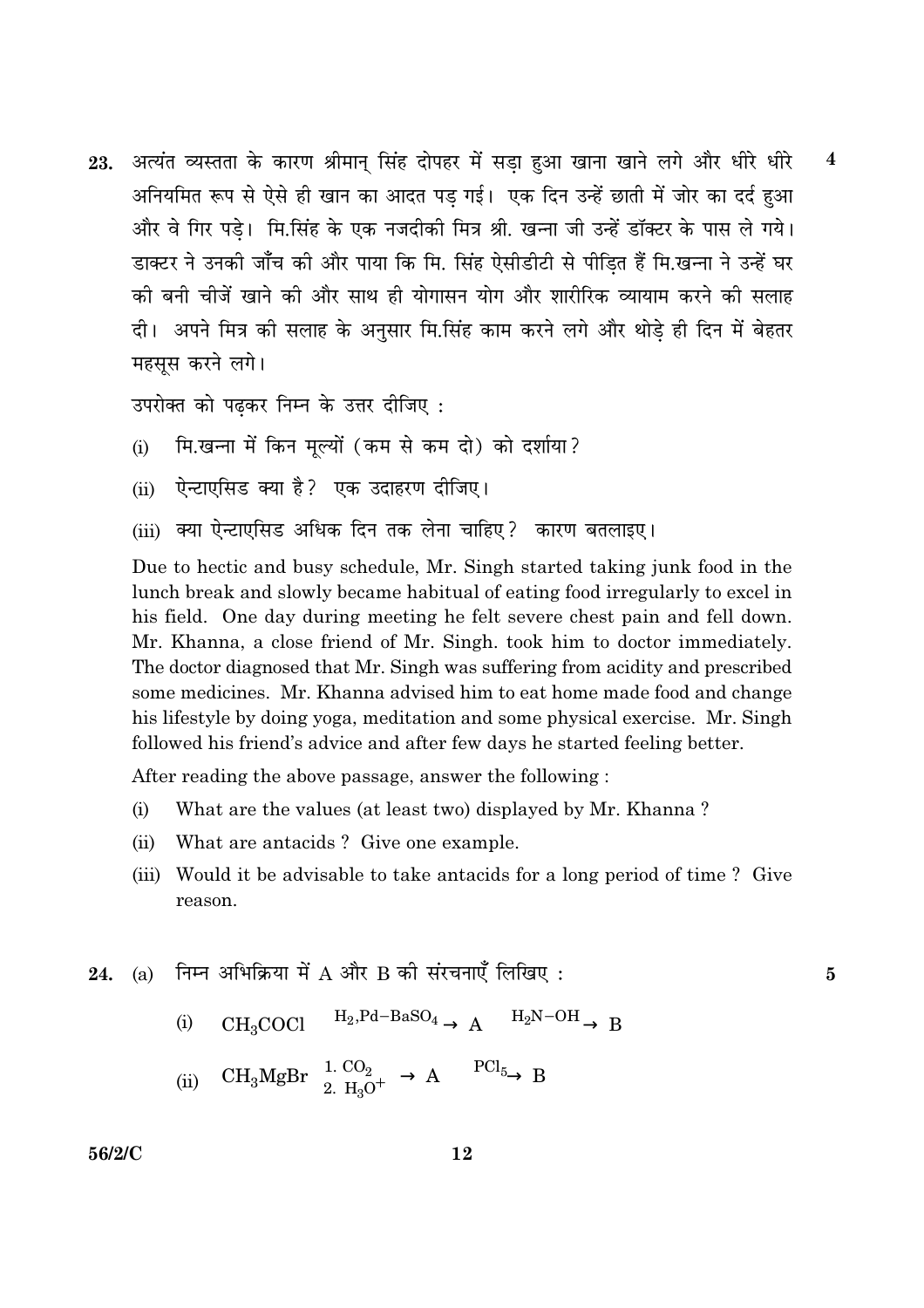**23.** अत्यंत व्यस्तता के कारण श्रीमान् सिंह दोपहर में सड़ा हुआ खाना खाने लगे और धीरे धीरे अनियमित रूप से ऐसे ही खान का आदत पड़ गई। एक दिन उन्हें छाती में जोर का दर्द हुआ और वे गिर पड़े। मि.सिंह के एक नजदीकी मित्र श्री. खन्ना जी उन्हें डॉक्टर के पास ले गये। डाक्टर ने उनकी जाँच की और पाया कि मि. सिंह ऐसीडीटी से पीड़ित हैं मि.खन्ना ने उन्हें घर की बनी चीजें खाने की और साथ ही योगासन योग और शारीरिक व्यायाम करने की सलाह दी। अपने मित्र की सलाह के अनुसार मि.सिंह काम करने लगे और थोड़े ही दिन में बेहतर महसूस करने लगे। **4**

उपरोक्त को पढ़कर निम्न के उत्तर दीजिए :

(i) मि.खन्ना में किन मूल्यों (कम से कम दो) को दर्शाया?

(ii) ऐन्टाएसिड क्या है? एक उदाहरण दीजिए।

(iii) क्या ऐन्टाएसिड अधिक दिन तक लेना चाहिए? कारण बतलाइए।

Due to hectic and busy schedule, Mr. Singh started taking junk food in the lunch break and slowly became habitual of eating food irregularly to excel in his field. One day during meeting he felt severe chest pain and fell down. Mr. Khanna, a close friend of Mr. Singh. took him to doctor immediately. The doctor diagnosed that Mr. Singh was suffering from acidity and prescribed some medicines. Mr. Khanna advised him to eat home made food and change his lifestyle by doing yoga, meditation and some physical exercise. Mr. Singh followed his friend's advice and after few days he started feeling better.

After reading the above passage, answer the following :

(i) What are the values (at least two) displayed by Mr. Khanna ?

(ii) What are antacids ? Give one example.

(iii) Would it be advisable to take antacids for a long period of time ? Give reason.

**24.** (a) निम्न अभिक्रिया में A और B की संरचनाएँ लिखिए : **5**

(i) $CH_3COCl \xrightarrow{H_2, Pd-BaSO_4} A \xrightarrow{H_2N-OH} B$

(ii) $CH_3MgBr \xrightarrow[2.\ H_3O^+]{1.\ CO_2} A \xrightarrow{PCl_5} B$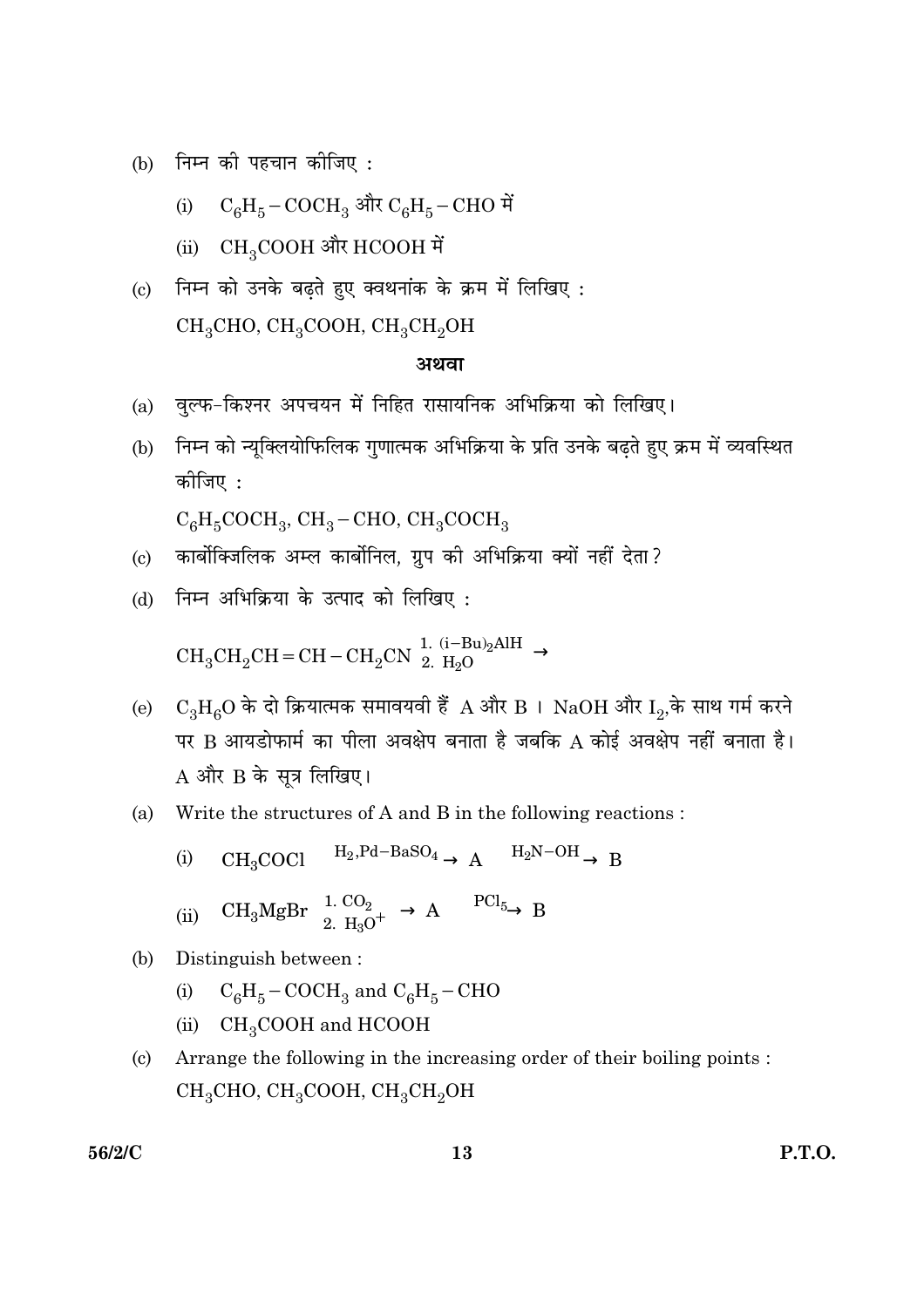(b) निम्न की पहचान कीजिए :

(i) $C_6H_5-COCH_3$ और $C_6H_5-CHO$ में

(ii) $CH_3COOH$ और $HCOOH$ में

(c) निम्न को उनके बढ़ते हुए क्वथनांक के क्रम में लिखिए :
$CH_3CHO$, $CH_3COOH$, $CH_3CH_2OH$

**अथवा**

(a) वुल्फ-किश्नर अपचयन में निहित रासायनिक अभिक्रिया को लिखिए।

(b) निम्न को न्यूक्लियोफिलिक गुणात्मक अभिक्रिया के प्रति उनके बढ़ते हुए क्रम में व्यवस्थित कीजिए :

$C_6H_5COCH_3$, $CH_3-CHO$, $CH_3COCH_3$

(c) कार्बोक्जिलिक अम्ल कार्बोनिल, ग्रुप की अभिक्रिया क्यों नहीं देता?

(d) निम्न अभिक्रिया के उत्पाद को लिखिए :

$$CH_3CH_2CH=CH-CH_2CN \xrightarrow[2.\ H_2O]{1.\ (i-Bu)_2AlH}$$

(e) $C_3H_6O$ के दो क्रियात्मक समावयवी हैं A और B । NaOH और $I_2$,के साथ गर्म करने पर B आयडोफार्म का पीला अवक्षेप बनाता है जबकि A कोई अवक्षेप नहीं बनाता है। A और B के सूत्र लिखिए।

(a) Write the structures of A and B in the following reactions :

(i) $CH_3COCl \xrightarrow{H_2, Pd-BaSO_4} A \xrightarrow{H_2N-OH} B$

(ii) $CH_3MgBr \xrightarrow[2.\ H_3O^+]{1.\ CO_2} A \xrightarrow{PCl_5} B$

(b) Distinguish between :

(i) $C_6H_5-COCH_3$ and $C_6H_5-CHO$

(ii) $CH_3COOH$ and $HCOOH$

(c) Arrange the following in the increasing order of their boiling points :
$CH_3CHO$, $CH_3COOH$, $CH_3CH_2OH$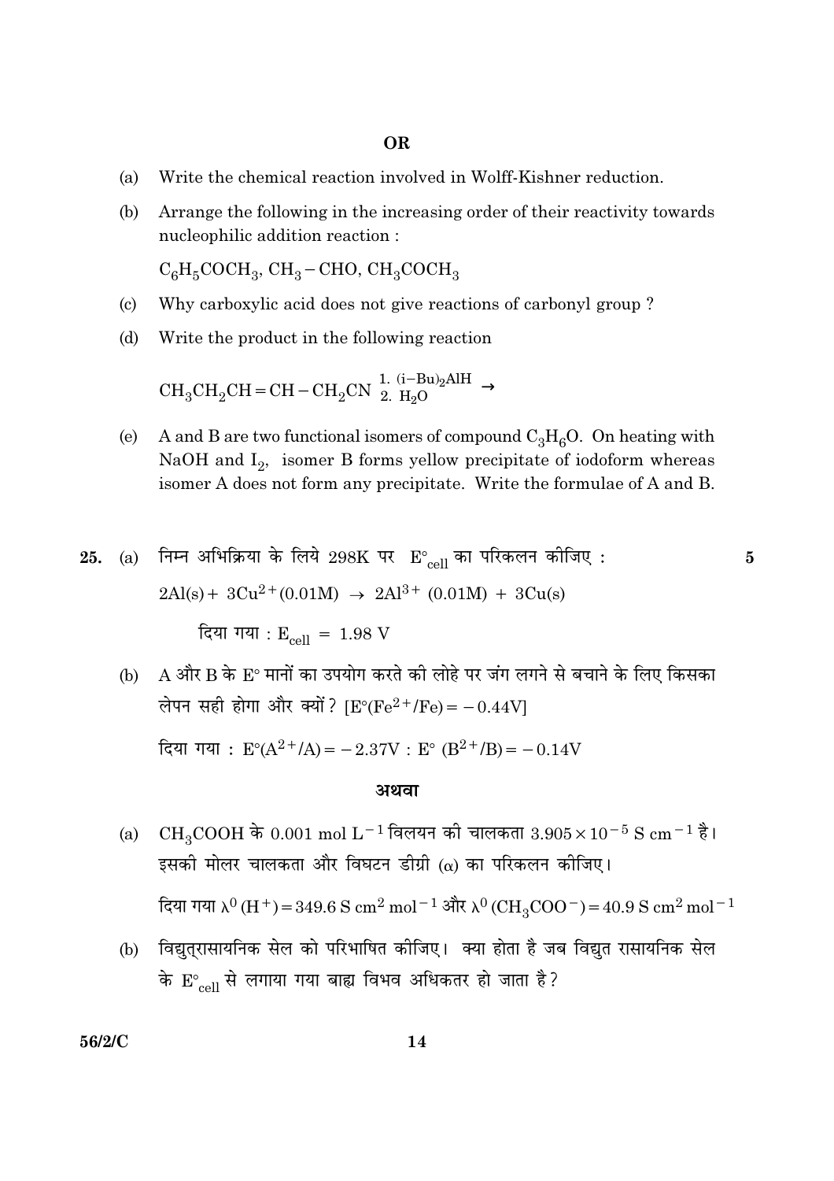**OR**

(a) Write the chemical reaction involved in Wolff-Kishner reduction.

(b) Arrange the following in the increasing order of their reactivity towards nucleophilic addition reaction :

$C_6H_5COCH_3$, $CH_3-CHO$, $CH_3COCH_3$

(c) Why carboxylic acid does not give reactions of carbonyl group ?

(d) Write the product in the following reaction

$$CH_3CH_2CH=CH-CH_2CN \xrightarrow[2.\ H_2O]{1.\ (i-Bu)_2AlH}$$

(e) A and B are two functional isomers of compound $C_3H_6O$. On heating with NaOH and $I_2$, isomer B forms yellow precipitate of iodoform whereas isomer A does not form any precipitate. Write the formulae of A and B.

**25.** (a) निम्न अभिक्रिया के लिये 298K पर $E^\circ_{cell}$ का परिकलन कीजिए : **5**

$$2Al(s) + 3Cu^{2+}(0.01M) \rightarrow 2Al^{3+}\ (0.01M) + 3Cu(s)$$

दिया गया : $E_{cell} = 1.98$ V

(b) A और B के E° मानों का उपयोग करते की लोहे पर जंग लगने से बचाने के लिए किसका लेपन सही होगा और क्यों ? $[E^\circ(Fe^{2+}/Fe) = -0.44V]$

दिया गया : $E^\circ(A^{2+}/A) = -2.37V$ : $E^\circ\ (B^{2+}/B) = -0.14V$

**अथवा**

(a) $CH_3COOH$ के 0.001 mol $L^{-1}$ विलयन की चालकता $3.905 \times 10^{-5}$ S $cm^{-1}$ है। इसकी मोलर चालकता और विघटन डीग्री (α) का परिकलन कीजिए।

दिया गया $\lambda^0\ (H^+) = 349.6$ S $cm^2$ $mol^{-1}$ और $\lambda^0\ (CH_3COO^-) = 40.9$ S $cm^2$ $mol^{-1}$

(b) विद्युत्रासायनिक सेल को परिभाषित कीजिए। क्या होता है जब विद्युत रासायनिक सेल के $E^\circ_{cell}$ से लगाया गया बाह्य विभव अधिकतर हो जाता है?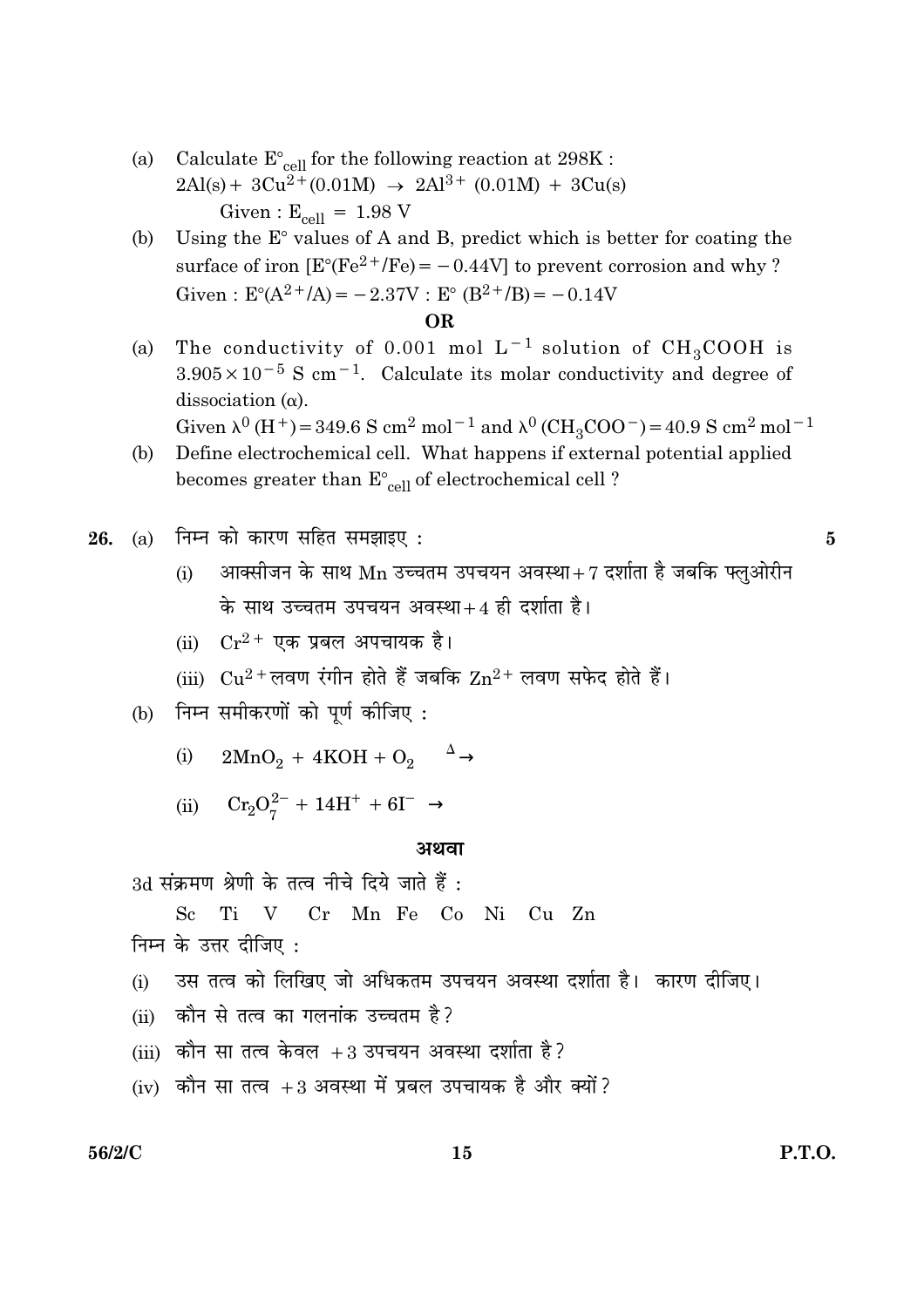(a) Calculate $E^\circ_{cell}$ for the following reaction at 298K :

$2Al(s) + 3Cu^{2+}(0.01M) \rightarrow 2Al^{3+}(0.01M) + 3Cu(s)$

Given : $E_{cell} = 1.98$ V

(b) Using the E° values of A and B, predict which is better for coating the surface of iron [$E^\circ(Fe^{2+}/Fe) = -0.44V$] to prevent corrosion and why ?

Given : $E^\circ(A^{2+}/A) = -2.37V$ : $E^\circ(B^{2+}/B) = -0.14V$

**OR**

(a) The conductivity of 0.001 mol $L^{-1}$ solution of $CH_3COOH$ is $3.905 \times 10^{-5}$ S $cm^{-1}$. Calculate its molar conductivity and degree of dissociation ($\alpha$).

Given $\lambda^0(H^+) = 349.6$ S $cm^2$ $mol^{-1}$ and $\lambda^0(CH_3COO^-) = 40.9$ S $cm^2$ $mol^{-1}$

(b) Define electrochemical cell. What happens if external potential applied becomes greater than $E^\circ_{cell}$ of electrochemical cell ?

**26.** (a) निम्न को कारण सहित समझाइए : **5**

(i) आक्सीजन के साथ Mn उच्चतम उपचयन अवस्था + 7 दर्शाता है जबकि फ्लुओरीन के साथ उच्चतम उपचयन अवस्था + 4 ही दर्शाता है।

(ii) $Cr^{2+}$ एक प्रबल अपचायक है।

(iii) $Cu^{2+}$ लवण रंगीन होते हैं जबकि $Zn^{2+}$ लवण सफेद होते हैं।

(b) निम्न समीकरणों को पूर्ण कीजिए :

(i) $2MnO_2 + 4KOH + O_2 \xrightarrow{\Delta}$

(ii) $Cr_2O_7^{2-} + 14H^+ + 6I^- \rightarrow$

**अथवा**

3d संक्रमण श्रेणी के तत्व नीचे दिये जाते हैं :

Sc Ti V Cr Mn Fe Co Ni Cu Zn

निम्न के उत्तर दीजिए :

(i) उस तत्व को लिखिए जो अधिकतम उपचयन अवस्था दर्शाता है। कारण दीजिए।

(ii) कौन से तत्व का गलनांक उच्चतम है?

(iii) कौन सा तत्व केवल +3 उपचयन अवस्था दर्शाता है?

(iv) कौन सा तत्व +3 अवस्था में प्रबल उपचायक है और क्यों?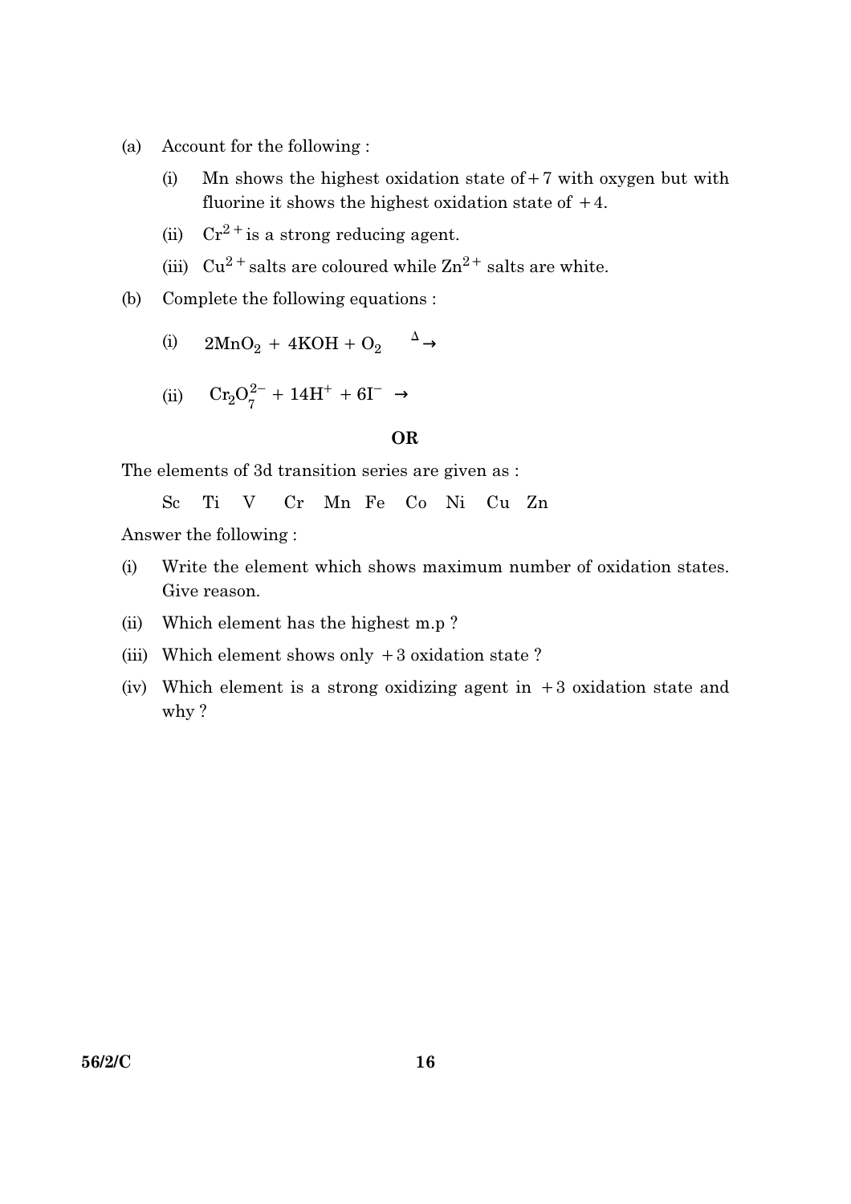(a) Account for the following :

(i) Mn shows the highest oxidation state of $+7$ with oxygen but with fluorine it shows the highest oxidation state of $+4$.

(ii) $Cr^{2+}$ is a strong reducing agent.

(iii) $Cu^{2+}$ salts are coloured while $Zn^{2+}$ salts are white.

(b) Complete the following equations :

(i) $2MnO_2 + 4KOH + O_2 \xrightarrow{\Delta}$

(ii) $Cr_2O_7^{2-} + 14H^+ + 6I^- \rightarrow$

**OR**

The elements of 3d transition series are given as :

Sc Ti V Cr Mn Fe Co Ni Cu Zn

Answer the following :

(i) Write the element which shows maximum number of oxidation states. Give reason.

(ii) Which element has the highest m.p ?

(iii) Which element shows only $+3$ oxidation state ?

(iv) Which element is a strong oxidizing agent in $+3$ oxidation state and why ?